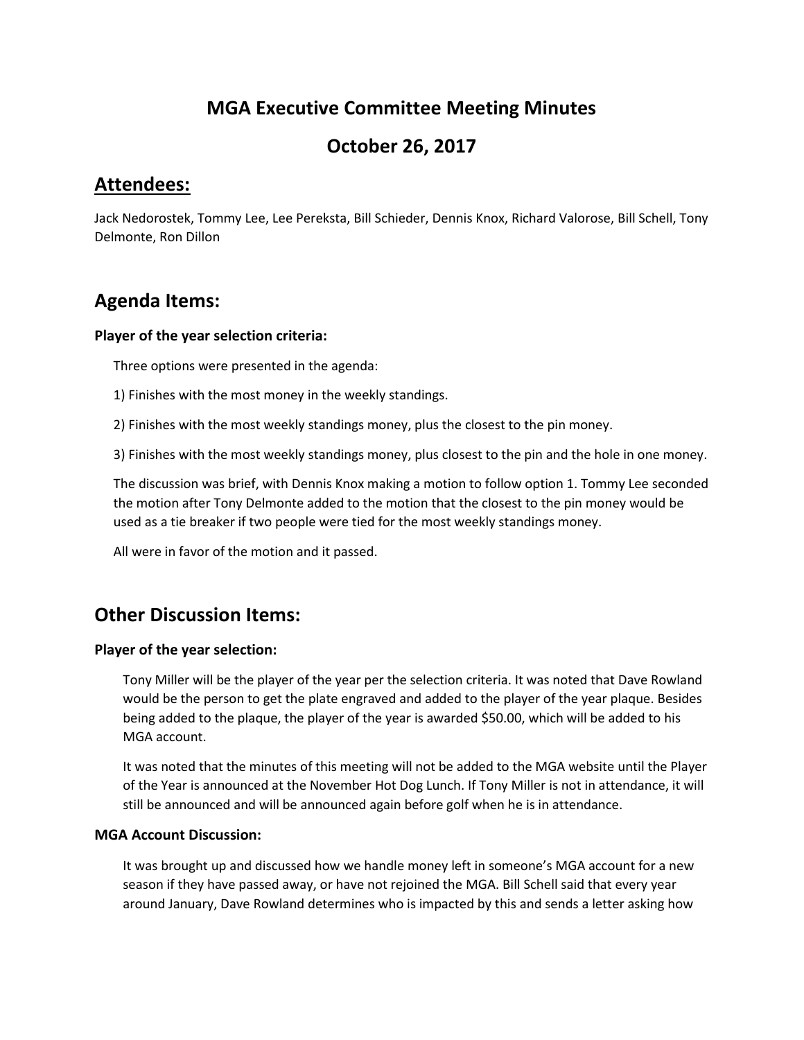# MGA Executive Committee Meeting Minutes

# October 26, 2017

## Attendees:

Jack Nedorostek, Tommy Lee, Lee Pereksta, Bill Schieder, Dennis Knox, Richard Valorose, Bill Schell, Tony Delmonte, Ron Dillon

## Agenda Items:

### Player of the year selection criteria:

Three options were presented in the agenda:

1) Finishes with the most money in the weekly standings.

2) Finishes with the most weekly standings money, plus the closest to the pin money.

3) Finishes with the most weekly standings money, plus closest to the pin and the hole in one money.

The discussion was brief, with Dennis Knox making a motion to follow option 1. Tommy Lee seconded the motion after Tony Delmonte added to the motion that the closest to the pin money would be used as a tie breaker if two people were tied for the most weekly standings money.

All were in favor of the motion and it passed.

## Other Discussion Items:

### Player of the year selection:

Tony Miller will be the player of the year per the selection criteria. It was noted that Dave Rowland would be the person to get the plate engraved and added to the player of the year plaque. Besides being added to the plaque, the player of the year is awarded $50.00, which will be added to his MGA account.

It was noted that the minutes of this meeting will not be added to the MGA website until the Player of the Year is announced at the November Hot Dog Lunch. If Tony Miller is not in attendance, it will still be announced and will be announced again before golf when he is in attendance.

### MGA Account Discussion:

It was brought up and discussed how we handle money left in someone's MGA account for a new season if they have passed away, or have not rejoined the MGA. Bill Schell said that every year around January, Dave Rowland determines who is impacted by this and sends a letter asking how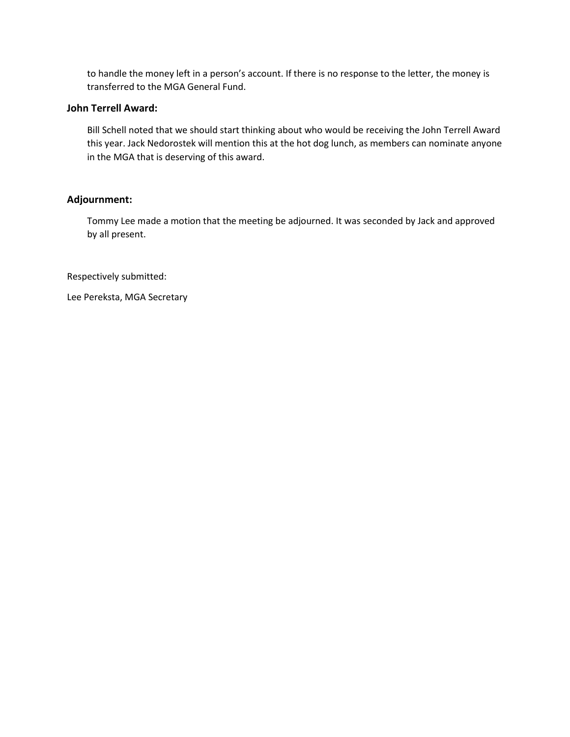to handle the money left in a person's account. If there is no response to the letter, the money is transferred to the MGA General Fund.

### John Terrell Award:

Bill Schell noted that we should start thinking about who would be receiving the John Terrell Award this year. Jack Nedorostek will mention this at the hot dog lunch, as members can nominate anyone in the MGA that is deserving of this award.

### Adjournment:

Tommy Lee made a motion that the meeting be adjourned. It was seconded by Jack and approved by all present.

Respectively submitted:

Lee Pereksta, MGA Secretary